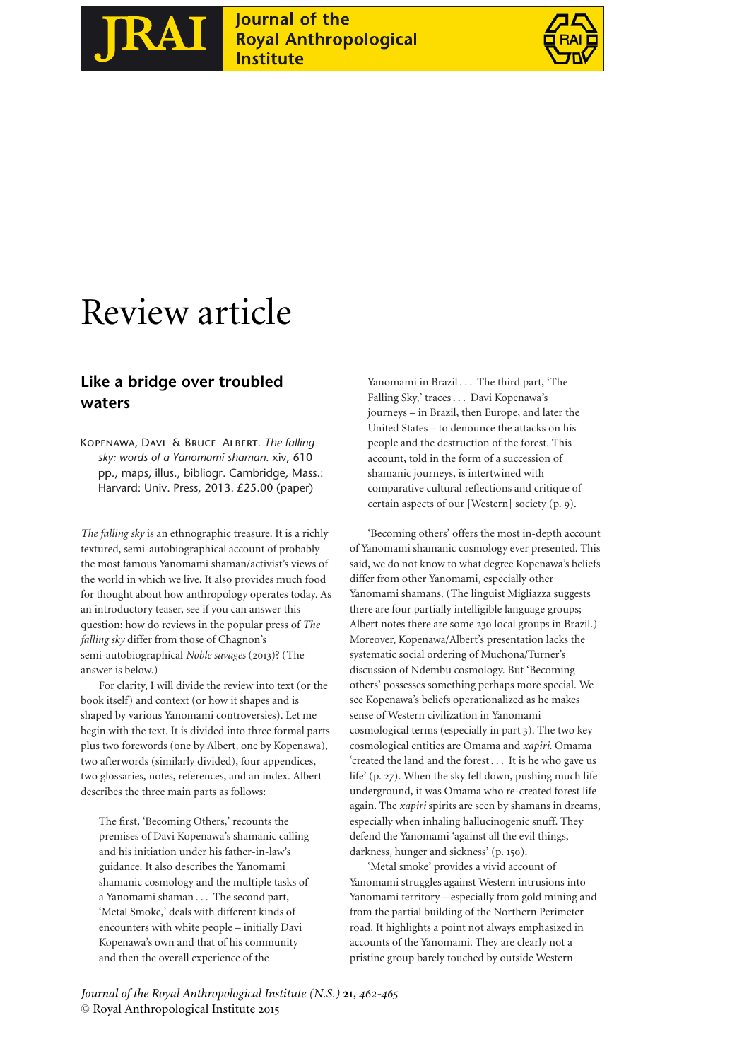# Review article

## Like a bridge over troubled waters

Kopenawa, Davi & Bruce Albert. *The falling sky: words of a Yanomami shaman.* xiv, 610 pp., maps, illus., bibliogr. Cambridge, Mass.: Harvard: Univ. Press, 2013. £25.00 (paper)

*The falling sky* is an ethnographic treasure. It is a richly textured, semi-autobiographical account of probably the most famous Yanomami shaman/activist's views of the world in which we live. It also provides much food for thought about how anthropology operates today. As an introductory teaser, see if you can answer this question: how do reviews in the popular press of *The falling sky* differ from those of Chagnon's semi-autobiographical *Noble savages* (2013)? (The answer is below.)

For clarity, I will divide the review into text (or the book itself) and context (or how it shapes and is shaped by various Yanomami controversies). Let me begin with the text. It is divided into three formal parts plus two forewords (one by Albert, one by Kopenawa), two afterwords (similarly divided), four appendices, two glossaries, notes, references, and an index. Albert describes the three main parts as follows:

> The first, 'Becoming Others,' recounts the premises of Davi Kopenawa's shamanic calling and his initiation under his father-in-law's guidance. It also describes the Yanomami shamanic cosmology and the multiple tasks of a Yanomami shaman . . . The second part, 'Metal Smoke,' deals with different kinds of encounters with white people – initially Davi Kopenawa's own and that of his community and then the overall experience of the Yanomami in Brazil . . . The third part, 'The Falling Sky,' traces . . . Davi Kopenawa's journeys – in Brazil, then Europe, and later the United States – to denounce the attacks on his people and the destruction of the forest. This account, told in the form of a succession of shamanic journeys, is intertwined with comparative cultural reflections and critique of certain aspects of our [Western] society (p. 9).

'Becoming others' offers the most in-depth account of Yanomami shamanic cosmology ever presented. This said, we do not know to what degree Kopenawa's beliefs differ from other Yanomami, especially other Yanomami shamans. (The linguist Migliazza suggests there are four partially intelligible language groups; Albert notes there are some 230 local groups in Brazil.) Moreover, Kopenawa/Albert's presentation lacks the systematic social ordering of Muchona/Turner's discussion of Ndembu cosmology. But 'Becoming others' possesses something perhaps more special. We see Kopenawa's beliefs operationalized as he makes sense of Western civilization in Yanomami cosmological terms (especially in part 3). The two key cosmological entities are Omama and *xapiri*. Omama 'created the land and the forest . . . It is he who gave us life' (p. 27). When the sky fell down, pushing much life underground, it was Omama who re-created forest life again. The *xapiri* spirits are seen by shamans in dreams, especially when inhaling hallucinogenic snuff. They defend the Yanomami 'against all the evil things, darkness, hunger and sickness' (p. 150).

'Metal smoke' provides a vivid account of Yanomami struggles against Western intrusions into Yanomami territory – especially from gold mining and from the partial building of the Northern Perimeter road. It highlights a point not always emphasized in accounts of the Yanomami. They are clearly not a pristine group barely touched by outside Western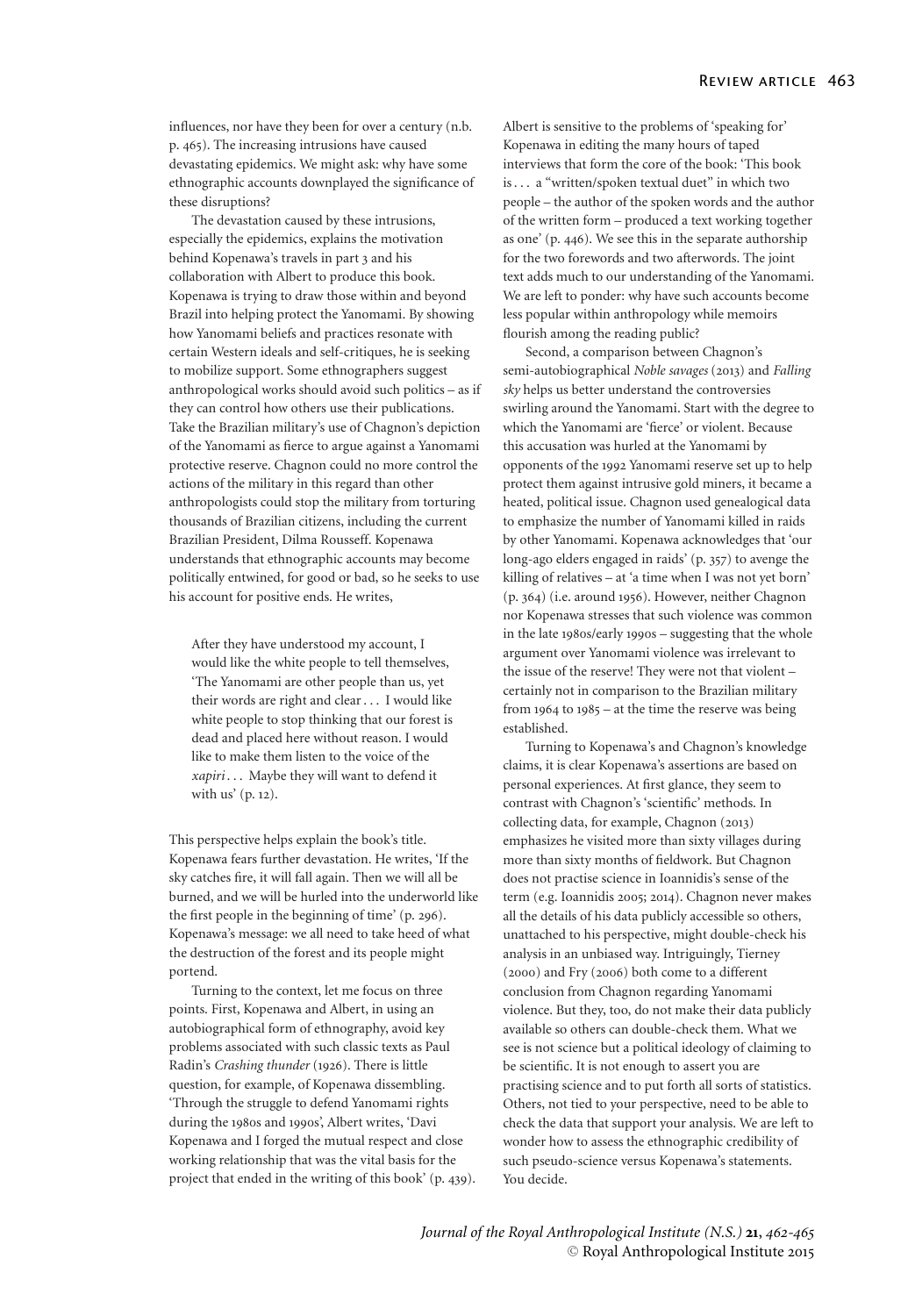influences, nor have they been for over a century (n.b. p. 465). The increasing intrusions have caused devastating epidemics. We might ask: why have some ethnographic accounts downplayed the significance of these disruptions?

The devastation caused by these intrusions, especially the epidemics, explains the motivation behind Kopenawa's travels in part 3 and his collaboration with Albert to produce this book. Kopenawa is trying to draw those within and beyond Brazil into helping protect the Yanomami. By showing how Yanomami beliefs and practices resonate with certain Western ideals and self-critiques, he is seeking to mobilize support. Some ethnographers suggest anthropological works should avoid such politics – as if they can control how others use their publications. Take the Brazilian military's use of Chagnon's depiction of the Yanomami as fierce to argue against a Yanomami protective reserve. Chagnon could no more control the actions of the military in this regard than other anthropologists could stop the military from torturing thousands of Brazilian citizens, including the current Brazilian President, Dilma Rousseff. Kopenawa understands that ethnographic accounts may become politically entwined, for good or bad, so he seeks to use his account for positive ends. He writes,

> After they have understood my account, I would like the white people to tell themselves, 'The Yanomami are other people than us, yet their words are right and clear . . . I would like white people to stop thinking that our forest is dead and placed here without reason. I would like to make them listen to the voice of the *xapiri* . . . Maybe they will want to defend it with us' (p. 12).

This perspective helps explain the book's title. Kopenawa fears further devastation. He writes, 'If the sky catches fire, it will fall again. Then we will all be burned, and we will be hurled into the underworld like the first people in the beginning of time' (p. 296). Kopenawa's message: we all need to take heed of what the destruction of the forest and its people might portend.

Turning to the context, let me focus on three points. First, Kopenawa and Albert, in using an autobiographical form of ethnography, avoid key problems associated with such classic texts as Paul Radin's *Crashing thunder* (1926). There is little question, for example, of Kopenawa dissembling. 'Through the struggle to defend Yanomami rights during the 1980s and 1990s', Albert writes, 'Davi Kopenawa and I forged the mutual respect and close working relationship that was the vital basis for the project that ended in the writing of this book' (p. 439). Albert is sensitive to the problems of 'speaking for' Kopenawa in editing the many hours of taped interviews that form the core of the book: 'This book is . . . a "written/spoken textual duet" in which two people – the author of the spoken words and the author of the written form – produced a text working together as one' (p. 446). We see this in the separate authorship for the two forewords and two afterwords. The joint text adds much to our understanding of the Yanomami. We are left to ponder: why have such accounts become less popular within anthropology while memoirs flourish among the reading public?

Second, a comparison between Chagnon's semi-autobiographical *Noble savages* (2013) and *Falling sky* helps us better understand the controversies swirling around the Yanomami. Start with the degree to which the Yanomami are 'fierce' or violent. Because this accusation was hurled at the Yanomami by opponents of the 1992 Yanomami reserve set up to help protect them against intrusive gold miners, it became a heated, political issue. Chagnon used genealogical data to emphasize the number of Yanomami killed in raids by other Yanomami. Kopenawa acknowledges that 'our long-ago elders engaged in raids' (p. 357) to avenge the killing of relatives – at 'a time when I was not yet born' (p. 364) (i.e. around 1956). However, neither Chagnon nor Kopenawa stresses that such violence was common in the late 1980s/early 1990s – suggesting that the whole argument over Yanomami violence was irrelevant to the issue of the reserve! They were not that violent – certainly not in comparison to the Brazilian military from 1964 to 1985 – at the time the reserve was being established.

Turning to Kopenawa's and Chagnon's knowledge claims, it is clear Kopenawa's assertions are based on personal experiences. At first glance, they seem to contrast with Chagnon's 'scientific' methods. In collecting data, for example, Chagnon (2013) emphasizes he visited more than sixty villages during more than sixty months of fieldwork. But Chagnon does not practise science in Ioannidis's sense of the term (e.g. Ioannidis 2005; 2014). Chagnon never makes all the details of his data publicly accessible so others, unattached to his perspective, might double-check his analysis in an unbiased way. Intriguingly, Tierney (2000) and Fry (2006) both come to a different conclusion from Chagnon regarding Yanomami violence. But they, too, do not make their data publicly available so others can double-check them. What we see is not science but a political ideology of claiming to be scientific. It is not enough to assert you are practising science and to put forth all sorts of statistics. Others, not tied to your perspective, need to be able to check the data that support your analysis. We are left to wonder how to assess the ethnographic credibility of such pseudo-science versus Kopenawa's statements. You decide.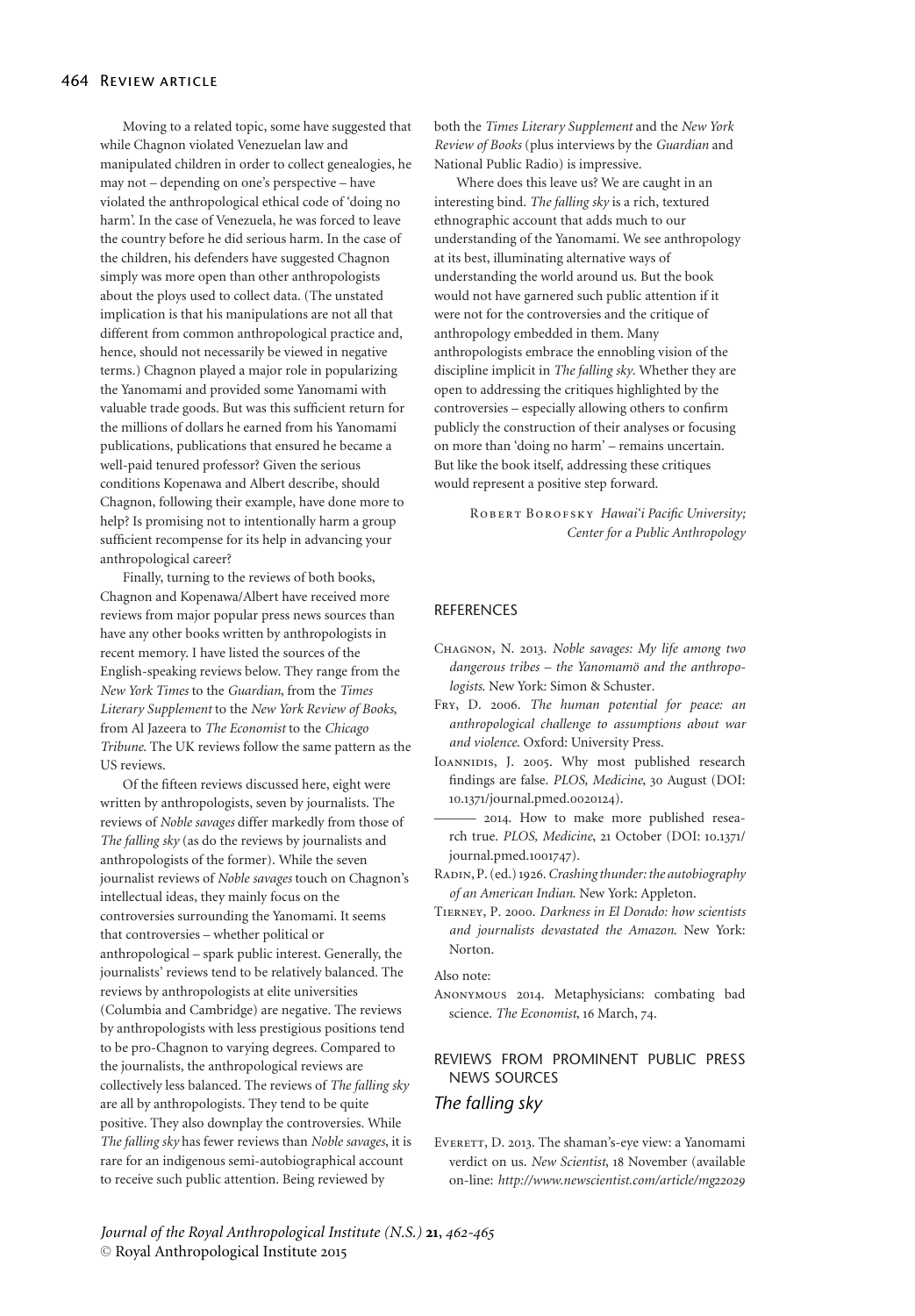Moving to a related topic, some have suggested that while Chagnon violated Venezuelan law and manipulated children in order to collect genealogies, he may not – depending on one's perspective – have violated the anthropological ethical code of 'doing no harm'. In the case of Venezuela, he was forced to leave the country before he did serious harm. In the case of the children, his defenders have suggested Chagnon simply was more open than other anthropologists about the ploys used to collect data. (The unstated implication is that his manipulations are not all that different from common anthropological practice and, hence, should not necessarily be viewed in negative terms.) Chagnon played a major role in popularizing the Yanomami and provided some Yanomami with valuable trade goods. But was this sufficient return for the millions of dollars he earned from his Yanomami publications, publications that ensured he became a well-paid tenured professor? Given the serious conditions Kopenawa and Albert describe, should Chagnon, following their example, have done more to help? Is promising not to intentionally harm a group sufficient recompense for its help in advancing your anthropological career?

Finally, turning to the reviews of both books, Chagnon and Kopenawa/Albert have received more reviews from major popular press news sources than have any other books written by anthropologists in recent memory. I have listed the sources of the English-speaking reviews below. They range from the *New York Times* to the *Guardian*, from the *Times Literary Supplement* to the *New York Review of Books*, from Al Jazeera to *The Economist* to the *Chicago Tribune*. The UK reviews follow the same pattern as the US reviews.

Of the fifteen reviews discussed here, eight were written by anthropologists, seven by journalists. The reviews of *Noble savages* differ markedly from those of *The falling sky* (as do the reviews by journalists and anthropologists of the former). While the seven journalist reviews of *Noble savages* touch on Chagnon's intellectual ideas, they mainly focus on the controversies surrounding the Yanomami. It seems that controversies – whether political or anthropological – spark public interest. Generally, the journalists' reviews tend to be relatively balanced. The reviews by anthropologists at elite universities (Columbia and Cambridge) are negative. The reviews by anthropologists with less prestigious positions tend to be pro-Chagnon to varying degrees. Compared to the journalists, the anthropological reviews are collectively less balanced. The reviews of *The falling sky* are all by anthropologists. They tend to be quite positive. They also downplay the controversies. While *The falling sky* has fewer reviews than *Noble savages*, it is rare for an indigenous semi-autobiographical account to receive such public attention. Being reviewed by both the *Times Literary Supplement* and the *New York Review of Books* (plus interviews by the *Guardian* and National Public Radio) is impressive.

Where does this leave us? We are caught in an interesting bind. *The falling sky* is a rich, textured ethnographic account that adds much to our understanding of the Yanomami. We see anthropology at its best, illuminating alternative ways of understanding the world around us. But the book would not have garnered such public attention if it were not for the controversies and the critique of anthropology embedded in them. Many anthropologists embrace the ennobling vision of the discipline implicit in *The falling sky*. Whether they are open to addressing the critiques highlighted by the controversies – especially allowing others to confirm publicly the construction of their analyses or focusing on more than 'doing no harm' – remains uncertain. But like the book itself, addressing these critiques would represent a positive step forward.

Robert Borofsky *Hawai'i Pacific University; Center for a Public Anthropology*

## REFERENCES

Chagnon, N. 2013. *Noble savages: My life among two dangerous tribes – the Yanomamö and the anthropologists*. New York: Simon & Schuster.

Fry, D. 2006. *The human potential for peace: an anthropological challenge to assumptions about war and violence*. Oxford: University Press.

Ioannidis, J. 2005. Why most published research findings are false. *PLOS, Medicine*, 30 August (DOI: 10.1371/journal.pmed.0020124).

——— 2014. How to make more published research true. *PLOS, Medicine*, 21 October (DOI: 10.1371/journal.pmed.1001747).

Radin, P. (ed.) 1926. *Crashing thunder: the autobiography of an American Indian*. New York: Appleton.

Tierney, P. 2000. *Darkness in El Dorado: how scientists and journalists devastated the Amazon*. New York: Norton.

Also note:

Anonymous 2014. Metaphysicians: combating bad science. *The Economist*, 16 March, 74.

## REVIEWS FROM PROMINENT PUBLIC PRESS NEWS SOURCES

### *The falling sky*

Everett, D. 2013. The shaman's-eye view: a Yanomami verdict on us. *New Scientist*, 18 November (available on-line: *http://www.newscientist.com/article/mg22029*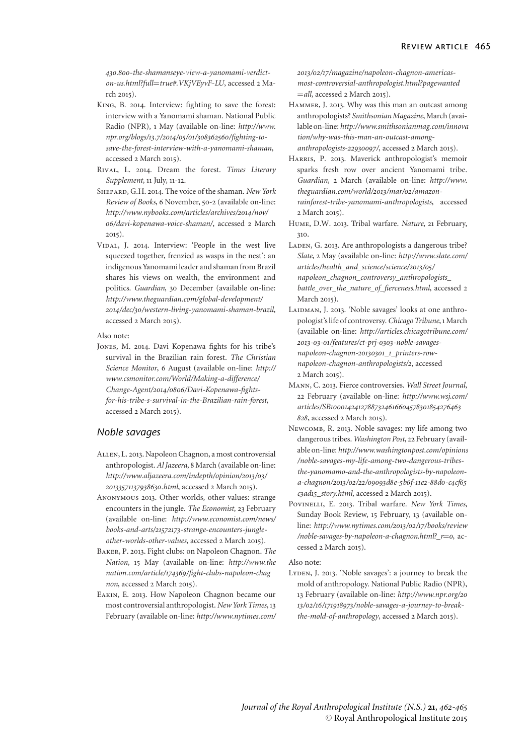*430.800-the-shamanseye-view-a-yanomami-verdict-on-us.html?full=true#.VKjVEyvF-LU*, accessed 2 March 2015).

King, B. 2014. Interview: fighting to save the forest: interview with a Yanomami shaman. National Public Radio (NPR), 1 May (available on-line: *http://www.npr.org/blogs/13.7/2014/05/01/308362560/fighting-to-save-the-forest-interview-with-a-yanomami-shaman*, accessed 2 March 2015).

Rival, L. 2014. Dream the forest. *Times Literary Supplement*, 11 July, 11-12.

Shepard, G.H. 2014. The voice of the shaman. *New York Review of Books*, 6 November, 50-2 (available on-line: *http://www.nybooks.com/articles/archives/2014/nov/06/davi-kopenawa-voice-shaman/*, accessed 2 March 2015).

Vidal, J. 2014. Interview: 'People in the west live squeezed together, frenzied as wasps in the nest': an indigenous Yanomami leader and shaman from Brazil shares his views on wealth, the environment and politics. *Guardian*, 30 December (available on-line: *http://www.theguardian.com/global-development/2014/dec/30/western-living-yanomami-shaman-brazil*, accessed 2 March 2015).

Also note:

Jones, M. 2014. Davi Kopenawa fights for his tribe's survival in the Brazilian rain forest. *The Christian Science Monitor*, 6 August (available on-line: *http://www.csmonitor.com/World/Making-a-difference/Change-Agent/2014/0806/Davi-Kopenawa-fights-for-his-tribe-s-survival-in-the-Brazilian-rain-forest*, accessed 2 March 2015).

## *Noble savages*

Allen, L. 2013. Napoleon Chagnon, a most controversial anthropologist. *Al Jazeera*, 8 March (available on-line: *http://www.aljazeera.com/indepth/opinion/2013/03/20133571137938630.html*, accessed 2 March 2015).

Anonymous 2013. Other worlds, other values: strange encounters in the jungle. *The Economist*, 23 February (available on-line: *http://www.economist.com/news/books-and-arts/21572173-strange-encounters-jungle-other-worlds-other-values*, accessed 2 March 2015).

Baker, P. 2013. Fight clubs: on Napoleon Chagnon. *The Nation*, 15 May (available on-line: *http://www.thenation.com/article/174369/fight-clubs-napoleon-chagnon*, accessed 2 March 2015).

Eakin, E. 2013. How Napoleon Chagnon became our most controversial anthropologist. *New York Times*, 13 February (available on-line: *http://www.nytimes.com/2013/02/17/magazine/napoleon-chagnon-americas-most-controversial-anthropologist.html?pagewanted=all*, accessed 2 March 2015).

Hammer, J. 2013. Why was this man an outcast among anthropologists? *Smithsonian Magazine*, March (available on-line: *http://www.smithsonianmag.com/innovation/why-was-this-man-an-outcast-among-anthropologists-22930097/*, accessed 2 March 2015).

Harris, P. 2013. Maverick anthropologist's memoir sparks fresh row over ancient Yanomami tribe. *Guardian*, 2 March (available on-line: *http://www.theguardian.com/world/2013/mar/02/amazon-rainforest-tribe-yanomami-anthropologists*, accessed 2 March 2015).

Hume, D.W. 2013. Tribal warfare. *Nature*, 21 February, 310.

Laden, G. 2013. Are anthropologists a dangerous tribe? *Slate*, 2 May (available on-line: *http://www.slate.com/articles/health_and_science/science/2013/05/napoleon_chagnon_controversy_anthropologists_battle_over_the_nature_of_fierceness.html*, accessed 2 March 2015).

Laidman, J. 2013. 'Noble savages' looks at one anthropologist's life of controversy. *Chicago Tribune*, 1 March (available on-line: *http://articles.chicagotribune.com/2013-03-01/features/ct-prj-0303-noble-savages-napoleon-chagnon-20130301_1_printers-row-napoleon-chagnon-anthropologists/2*, accessed 2 March 2015).

Mann, C. 2013. Fierce controversies. *Wall Street Journal*, 22 February (available on-line: *http://www.wsj.com/articles/SB10001424127887324616604578301854276463828*, accessed 2 March 2015).

Newcomb, R. 2013. Noble savages: my life among two dangerous tribes. *Washington Post*, 22 February (available on-line: *http://www.washingtonpost.com/opinions/noble-savages-my-life-among-two-dangerous-tribes-the-yanomamo-and-the-anthropologists-by-napoleon-a-chagnon/2013/02/22/09093d8e-5b6f-11e2-88d0-c4cf65c3ad15_story.html*, accessed 2 March 2015).

Povinelli, E. 2013. Tribal warfare. *New York Times*, Sunday Book Review, 15 February, 13 (available on-line: *http://www.nytimes.com/2013/02/17/books/review/noble-savages-by-napoleon-a-chagnon.html?_r=0*, accessed 2 March 2015).

Also note:

Lyden, J. 2013. 'Noble savages': a journey to break the mold of anthropology. National Public Radio (NPR), 13 February (available on-line: *http://www.npr.org/2013/02/16/171918973/noble-savages-a-journey-to-break-the-mold-of-anthropology*, accessed 2 March 2015).